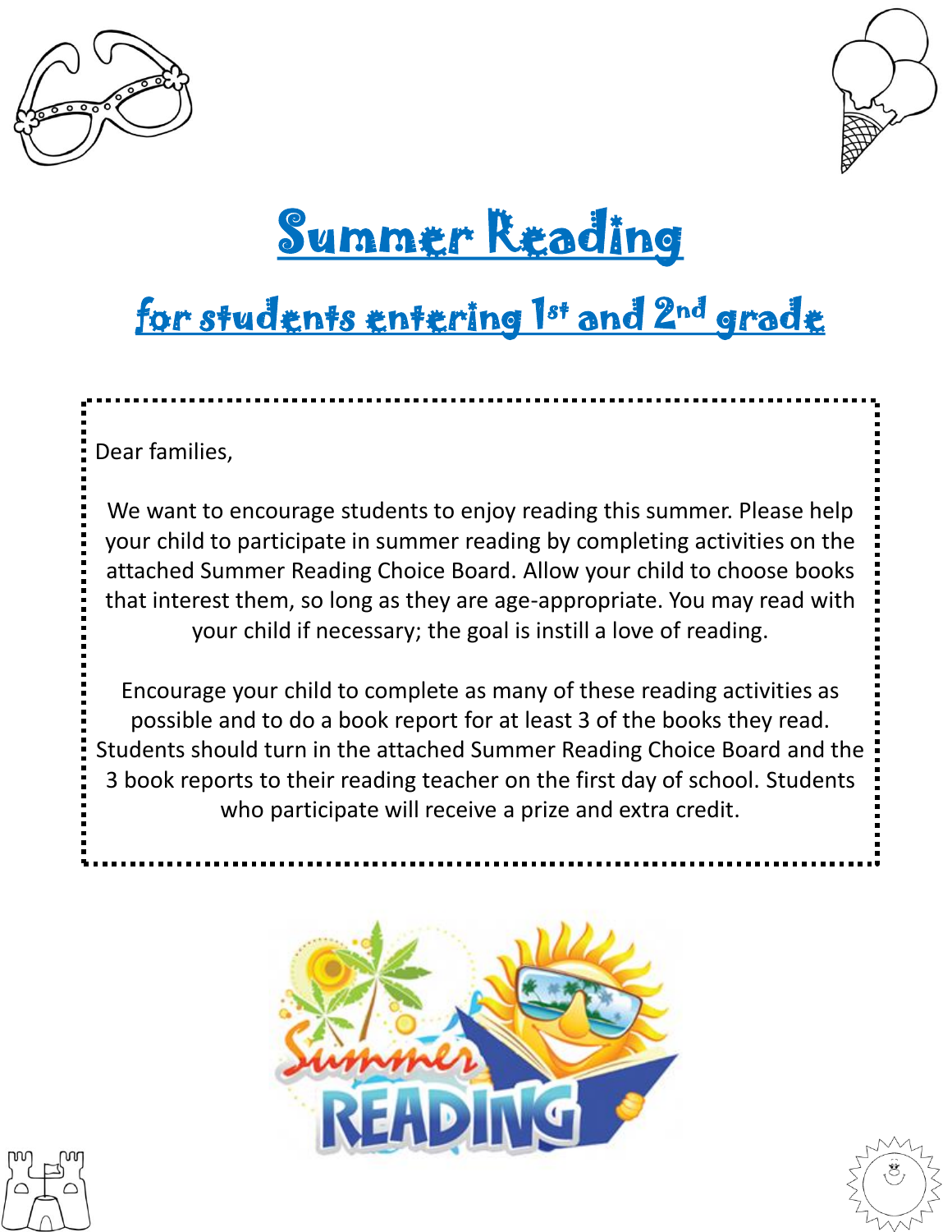# Summer Reading

## for students entering 1st and 2nd grade

Dear families,

We want to encourage students to enjoy reading this summer. Please help your child to participate in summer reading by completing activities on the attached Summer Reading Choice Board. Allow your child to choose books that interest them, so long as they are age-appropriate. You may read with your child if necessary; the goal is instill a love of reading.

Encourage your child to complete as many of these reading activities as possible and to do a book report for at least 3 of the books they read. Students should turn in the attached Summer Reading Choice Board and the 3 book reports to their reading teacher on the first day of school. Students who participate will receive a prize and extra credit.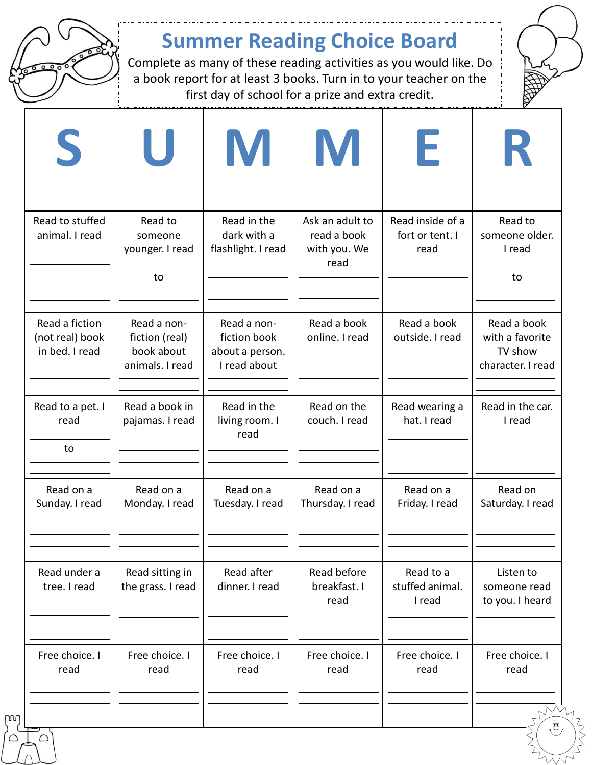# Summer Reading Choice Board

Complete as many of these reading activities as you would like. Do a book report for at least 3 books. Turn in to your teacher on the first day of school for a prize and extra credit.

| S | U | M | M | E | R |
|---|---|---|---|---|---|
| Read to stuffed animal. I read ____ | Read to someone younger. I read ____ to ____ | Read in the dark with a flashlight. I read ____ | Ask an adult to read a book with you. We read ____ | Read inside of a fort or tent. I read ____ | Read to someone older. I read ____ to ____ |
| Read a fiction (not real) book in bed. I read ____ | Read a non-fiction (real) book about animals. I read ____ | Read a non-fiction book about a person. I read about ____ | Read a book online. I read ____ | Read a book outside. I read ____ | Read a book with a favorite TV show character. I read ____ |
| Read to a pet. I read ____ to ____ | Read a book in pajamas. I read ____ | Read in the living room. I read ____ | Read on the couch. I read ____ | Read wearing a hat. I read ____ | Read in the car. I read ____ |
| Read on a Sunday. I read ____ | Read on a Monday. I read ____ | Read on a Tuesday. I read ____ | Read on a Thursday. I read ____ | Read on a Friday. I read ____ | Read on Saturday. I read ____ |
| Read under a tree. I read ____ | Read sitting in the grass. I read ____ | Read after dinner. I read ____ | Read before breakfast. I read ____ | Read to a stuffed animal. I read ____ | Listen to someone read to you. I heard ____ |
| Free choice. I read ____ | Free choice. I read ____ | Free choice. I read ____ | Free choice. I read ____ | Free choice. I read ____ | Free choice. I read ____ |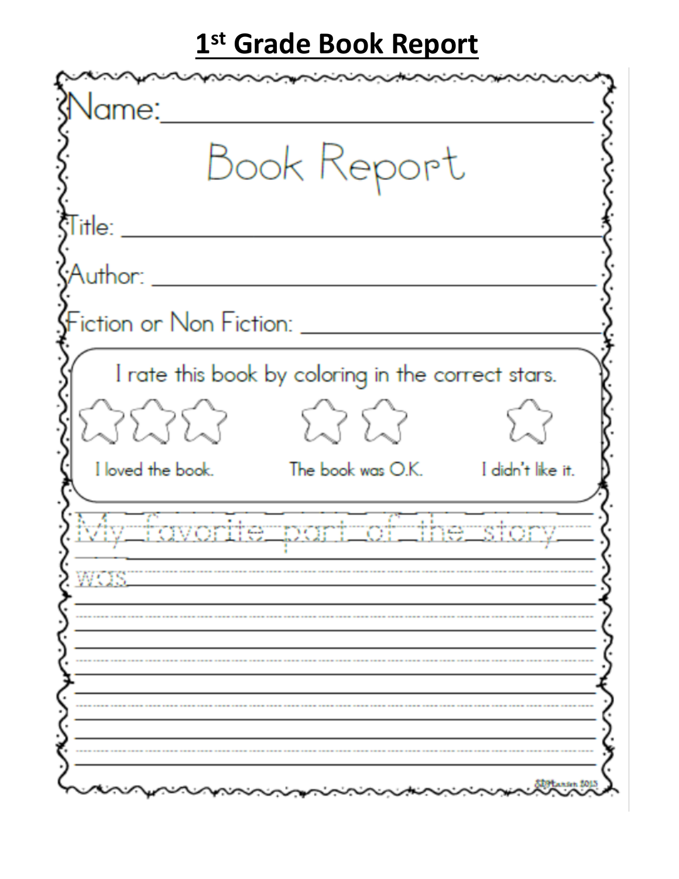# 1st Grade Book Report

Name: ______________________________

## Book Report

Title: ______________________________

Author: ______________________________

Fiction or Non Fiction: ______________________________

I rate this book by coloring in the correct stars.

☆☆☆ I loved the book.

☆☆ The book was O.K.

☆ I didn't like it.

My favorite part of the story was ______________________________

______________________________

______________________________

______________________________

______________________________

______________________________

______________________________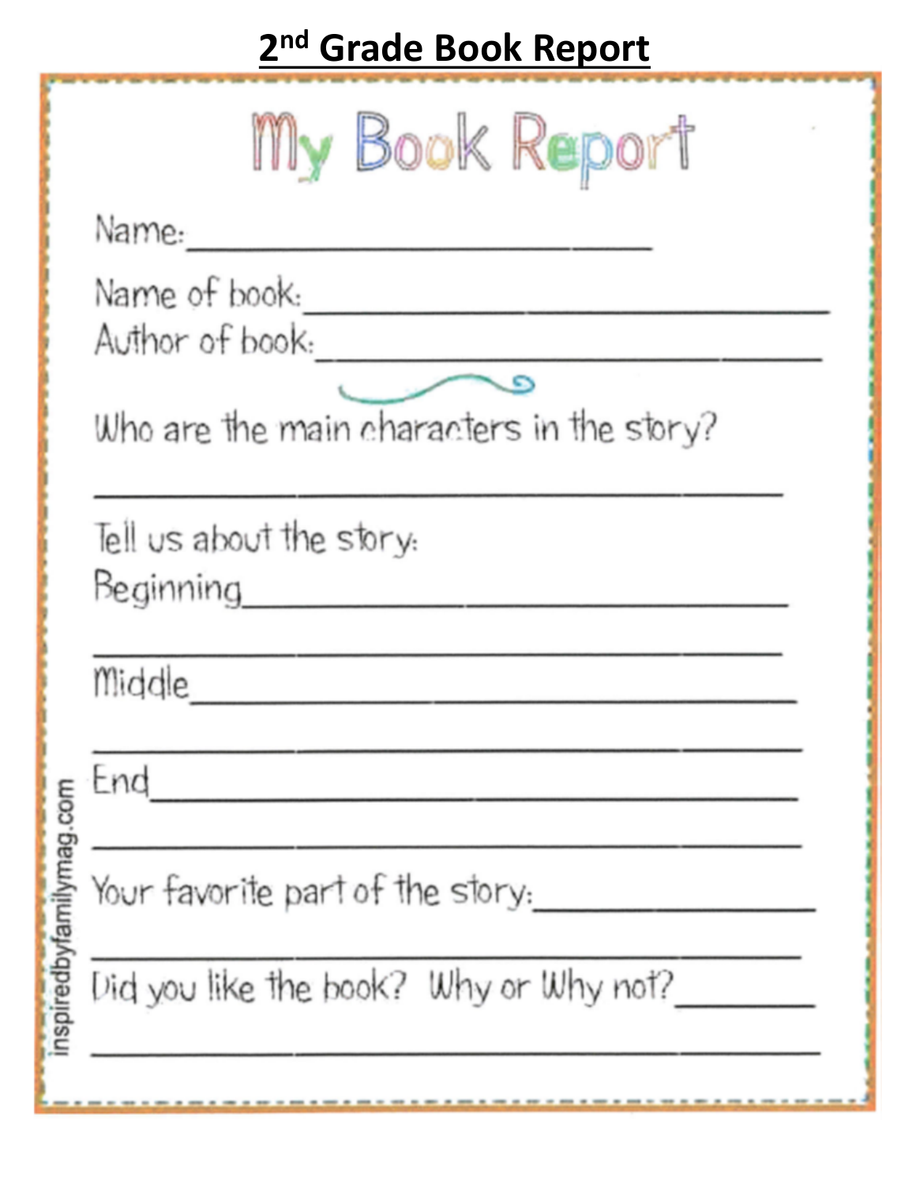# 2nd Grade Book Report

## My Book Report

Name: ______________________________

Name of book: ______________________________

Author of book: ______________________________

Who are the main characters in the story?

______________________________

Tell us about the story:

Beginning ______________________________

______________________________

Middle ______________________________

______________________________

End ______________________________

______________________________

Your favorite part of the story: ______________________________

______________________________

Did you like the book? Why or Why not? ______________________________

______________________________

inspiredbyfamilymag.com